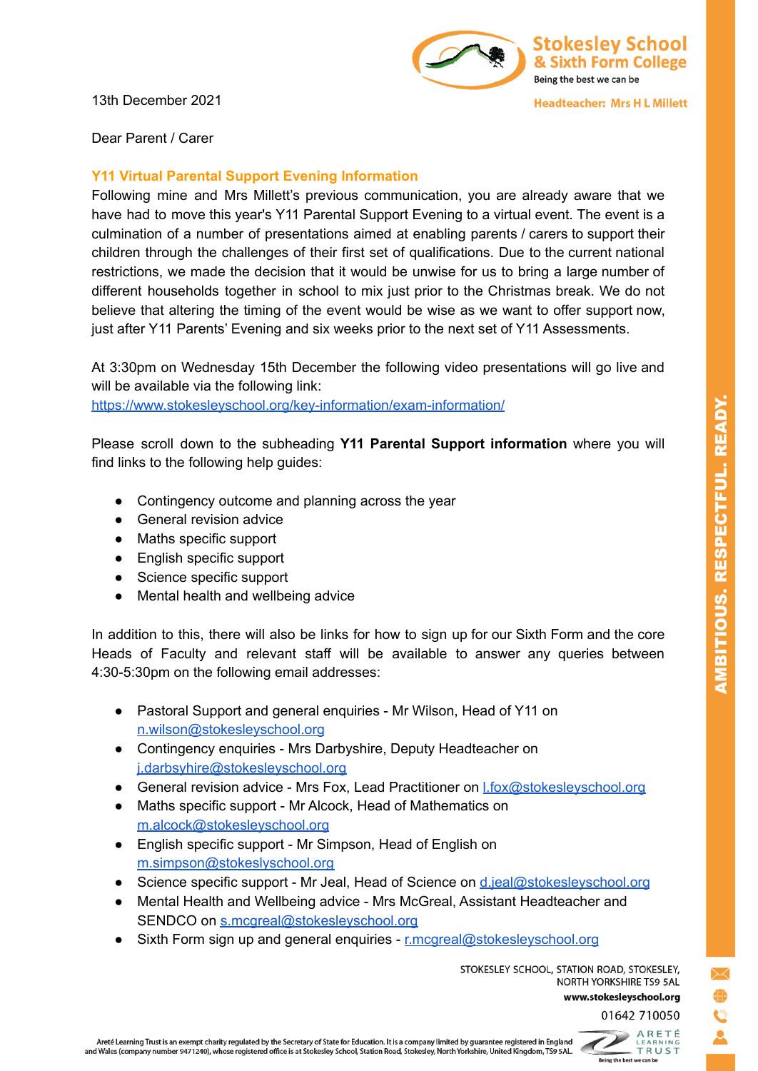Stokesley School & Sixth Form College

Being the best we can be

Headteacher: Mrs H L Millett

13th December 2021

Dear Parent / Carer

## Y11 Virtual Parental Support Evening Information

Following mine and Mrs Millett's previous communication, you are already aware that we have had to move this year's Y11 Parental Support Evening to a virtual event. The event is a culmination of a number of presentations aimed at enabling parents / carers to support their children through the challenges of their first set of qualifications. Due to the current national restrictions, we made the decision that it would be unwise for us to bring a large number of different households together in school to mix just prior to the Christmas break. We do not believe that altering the timing of the event would be wise as we want to offer support now, just after Y11 Parents' Evening and six weeks prior to the next set of Y11 Assessments.

At 3:30pm on Wednesday 15th December the following video presentations will go live and will be available via the following link:
https://www.stokesleyschool.org/key-information/exam-information/

Please scroll down to the subheading **Y11 Parental Support information** where you will find links to the following help guides:

- Contingency outcome and planning across the year
- General revision advice
- Maths specific support
- English specific support
- Science specific support
- Mental health and wellbeing advice

In addition to this, there will also be links for how to sign up for our Sixth Form and the core Heads of Faculty and relevant staff will be available to answer any queries between 4:30-5:30pm on the following email addresses:

- Pastoral Support and general enquiries - Mr Wilson, Head of Y11 on n.wilson@stokesleyschool.org
- Contingency enquiries - Mrs Darbyshire, Deputy Headteacher on j.darbsyhire@stokesleyschool.org
- General revision advice - Mrs Fox, Lead Practitioner on l.fox@stokesleyschool.org
- Maths specific support - Mr Alcock, Head of Mathematics on m.alcock@stokesleyschool.org
- English specific support - Mr Simpson, Head of English on m.simpson@stokeslyschool.org
- Science specific support - Mr Jeal, Head of Science on d.jeal@stokesleyschool.org
- Mental Health and Wellbeing advice - Mrs McGreal, Assistant Headteacher and SENDCO on s.mcgreal@stokesleyschool.org
- Sixth Form sign up and general enquiries - r.mcgreal@stokesleyschool.org

AMBITIOUS. RESPECTFUL. READY.

STOKESLEY SCHOOL, STATION ROAD, STOKESLEY, NORTH YORKSHIRE TS9 5AL
www.stokesleyschool.org
01642 710050

Areté Learning Trust is an exempt charity regulated by the Secretary of State for Education. It is a company limited by guarantee registered in England and Wales (company number 9471240), whose registered office is at Stokesley School, Station Road, Stokesley, North Yorkshire, United Kingdom, TS9 5AL.

ARETÉ LEARNING TRUST
Being the best we can be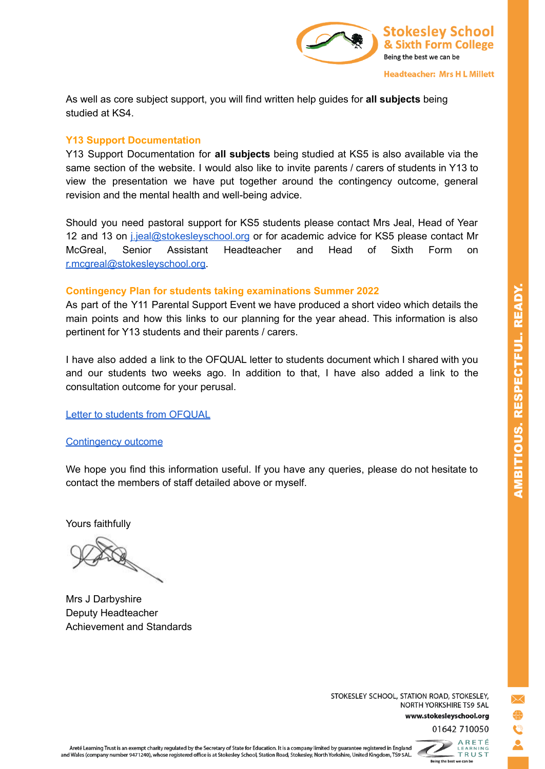As well as core subject support, you will find written help guides for **all subjects** being studied at KS4.

## Y13 Support Documentation

Y13 Support Documentation for **all subjects** being studied at KS5 is also available via the same section of the website. I would also like to invite parents / carers of students in Y13 to view the presentation we have put together around the contingency outcome, general revision and the mental health and well-being advice.

Should you need pastoral support for KS5 students please contact Mrs Jeal, Head of Year 12 and 13 on j.jeal@stokesleyschool.org or for academic advice for KS5 please contact Mr McGreal, Senior Assistant Headteacher and Head of Sixth Form on r.mcgreal@stokesleyschool.org.

## Contingency Plan for students taking examinations Summer 2022

As part of the Y11 Parental Support Event we have produced a short video which details the main points and how this links to our planning for the year ahead. This information is also pertinent for Y13 students and their parents / carers.

I have also added a link to the OFQUAL letter to students document which I shared with you and our students two weeks ago. In addition to that, I have also added a link to the consultation outcome for your perusal.

[Letter to students from OFQUAL]

[Contingency outcome]

We hope you find this information useful. If you have any queries, please do not hesitate to contact the members of staff detailed above or myself.

Yours faithfully

Mrs J Darbyshire
Deputy Headteacher
Achievement and Standards